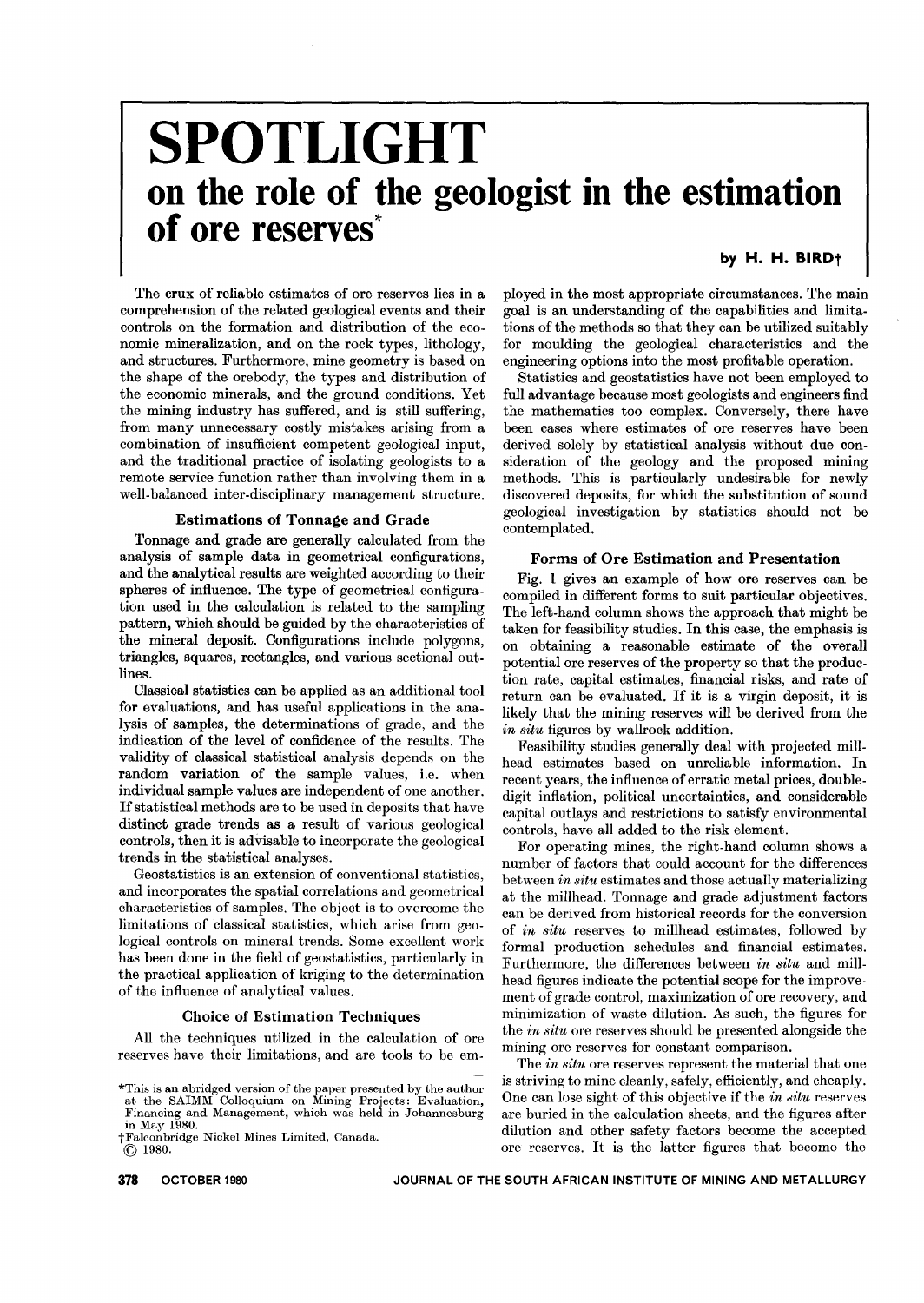# SPOTLIGHT

## on the role of the geologist in the estimation of ore reserves*

**by H. H. BIRD†**

The crux of reliable estimates of ore reserves lies in a comprehension of the related geological events and their controls on the formation and distribution of the economic mineralization, and on the rock types, lithology, and structures. Furthermore, mine geometry is based on the shape of the orebody, the types and distribution of the economic minerals, and the ground conditions. Yet the mining industry has suffered, and is still suffering, from many unnecessary costly mistakes arising from a combination of insufficient competent geological input, and the traditional practice of isolating geologists to a remote service function rather than involving them in a well-balanced inter-disciplinary management structure.

### Estimations of Tonnage and Grade

Tonnage and grade are generally calculated from the analysis of sample data in geometrical configurations, and the analytical results are weighted according to their spheres of influence. The type of geometrical configuration used in the calculation is related to the sampling pattern, which should be guided by the characteristics of the mineral deposit. Configurations include polygons, triangles, squares, rectangles, and various sectional outlines.

Classical statistics can be applied as an additional tool for evaluations, and has useful applications in the analysis of samples, the determinations of grade, and the indication of the level of confidence of the results. The validity of classical statistical analysis depends on the random variation of the sample values, i.e. when individual sample values are independent of one another. If statistical methods are to be used in deposits that have distinct grade trends as a result of various geological controls, then it is advisable to incorporate the geological trends in the statistical analyses.

Geostatistics is an extension of conventional statistics, and incorporates the spatial correlations and geometrical characteristics of samples. The object is to overcome the limitations of classical statistics, which arise from geological controls on mineral trends. Some excellent work has been done in the field of geostatistics, particularly in the practical application of kriging to the determination of the influence of analytical values.

### Choice of Estimation Techniques

All the techniques utilized in the calculation of ore reserves have their limitations, and are tools to be employed in the most appropriate circumstances. The main goal is an understanding of the capabilities and limitations of the methods so that they can be utilized suitably for moulding the geological characteristics and the engineering options into the most profitable operation.

Statistics and geostatistics have not been employed to full advantage because most geologists and engineers find the mathematics too complex. Conversely, there have been cases where estimates of ore reserves have been derived solely by statistical analysis without due consideration of the geology and the proposed mining methods. This is particularly undesirable for newly discovered deposits, for which the substitution of sound geological investigation by statistics should not be contemplated.

### Forms of Ore Estimation and Presentation

Fig. 1 gives an example of how ore reserves can be compiled in different forms to suit particular objectives. The left-hand column shows the approach that might be taken for feasibility studies. In this case, the emphasis is on obtaining a reasonable estimate of the overall potential ore reserves of the property so that the production rate, capital estimates, financial risks, and rate of return can be evaluated. If it is a virgin deposit, it is likely that the mining reserves will be derived from the *in situ* figures by wallrock addition.

Feasibility studies generally deal with projected millhead estimates based on unreliable information. In recent years, the influence of erratic metal prices, double-digit inflation, political uncertainties, and considerable capital outlays and restrictions to satisfy environmental controls, have all added to the risk element.

For operating mines, the right-hand column shows a number of factors that could account for the differences between *in situ* estimates and those actually materializing at the millhead. Tonnage and grade adjustment factors can be derived from historical records for the conversion of *in situ* reserves to millhead estimates, followed by formal production schedules and financial estimates. Furthermore, the differences between *in situ* and millhead figures indicate the potential scope for the improvement of grade control, maximization of ore recovery, and minimization of waste dilution. As such, the figures for the *in situ* ore reserves should be presented alongside the mining ore reserves for constant comparison.

The *in situ* ore reserves represent the material that one is striving to mine cleanly, safely, efficiently, and cheaply. One can lose sight of this objective if the *in situ* reserves are buried in the calculation sheets, and the figures after dilution and other safety factors become the accepted ore reserves. It is the latter figures that become the

*This is an abridged version of the paper presented by the author at the SAIMM Colloquium on Mining Projects: Evaluation, Financing and Management, which was held in Johannesburg in May 1980.

†Falconbridge Nickel Mines Limited, Canada.

© 1980.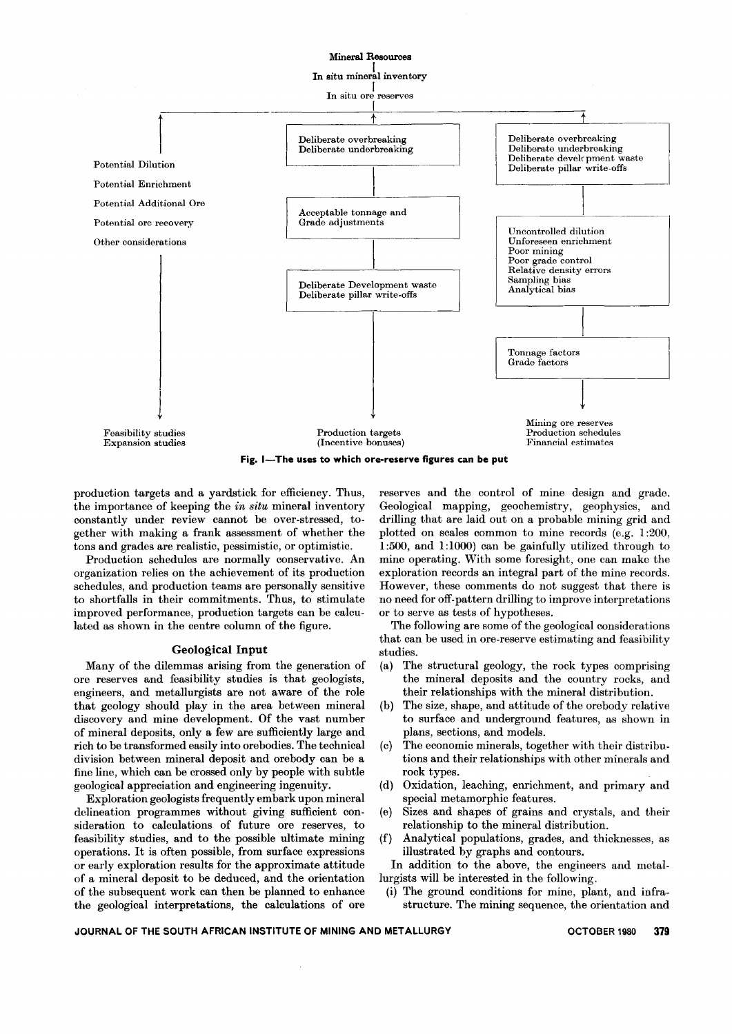Mineral Resources

In situ mineral inventory

In situ ore reserves

Potential Dilution
Potential Enrichment
Potential Additional Ore
Potential ore recovery
Other considerations

Deliberate overbreaking
Deliberate underbreaking

Acceptable tonnage and Grade adjustments

Deliberate Development waste
Deliberate pillar write-offs

Deliberate overbreaking
Deliberate underbreaking
Deliberate development waste
Deliberate pillar write-offs

Uncontrolled dilution
Unforeseen enrichment
Poor mining
Poor grade control
Relative density errors
Sampling bias
Analytical bias

Tonnage factors
Grade factors

Feasibility studies
Expansion studies

Production targets
(Incentive bonuses)

Mining ore reserves
Production schedules
Financial estimates

**Fig. 1—The uses to which ore-reserve figures can be put**

production targets and a yardstick for efficiency. Thus, the importance of keeping the *in situ* mineral inventory constantly under review cannot be over-stressed, together with making a frank assessment of whether the tons and grades are realistic, pessimistic, or optimistic.

Production schedules are normally conservative. An organization relies on the achievement of its production schedules, and production teams are personally sensitive to shortfalls in their commitments. Thus, to stimulate improved performance, production targets can be calculated as shown in the centre column of the figure.

## Geological Input

Many of the dilemmas arising from the generation of ore reserves and feasibility studies is that geologists, engineers, and metallurgists are not aware of the role that geology should play in the area between mineral discovery and mine development. Of the vast number of mineral deposits, only a few are sufficiently large and rich to be transformed easily into orebodies. The technical division between mineral deposit and orebody can be a fine line, which can be crossed only by people with subtle geological appreciation and engineering ingenuity.

Exploration geologists frequently embark upon mineral delineation programmes without giving sufficient consideration to calculations of future ore reserves, to feasibility studies, and to the possible ultimate mining operations. It is often possible, from surface expressions or early exploration results for the approximate attitude of a mineral deposit to be deduced, and the orientation of the subsequent work can then be planned to enhance the geological interpretations, the calculations of ore reserves and the control of mine design and grade. Geological mapping, geochemistry, geophysics, and drilling that are laid out on a probable mining grid and plotted on scales common to mine records (e.g. 1:200, 1:500, and 1:1000) can be gainfully utilized through to mine operating. With some foresight, one can make the exploration records an integral part of the mine records. However, these comments do not suggest that there is no need for off-pattern drilling to improve interpretations or to serve as tests of hypotheses.

The following are some of the geological considerations that can be used in ore-reserve estimating and feasibility studies.

(a) The structural geology, the rock types comprising the mineral deposits and the country rocks, and their relationships with the mineral distribution.
(b) The size, shape, and attitude of the orebody relative to surface and underground features, as shown in plans, sections, and models.
(c) The economic minerals, together with their distributions and their relationships with other minerals and rock types.
(d) Oxidation, leaching, enrichment, and primary and special metamorphic features.
(e) Sizes and shapes of grains and crystals, and their relationship to the mineral distribution.
(f) Analytical populations, grades, and thicknesses, as illustrated by graphs and contours.

In addition to the above, the engineers and metallurgists will be interested in the following.

(i) The ground conditions for mine, plant, and infrastructure. The mining sequence, the orientation and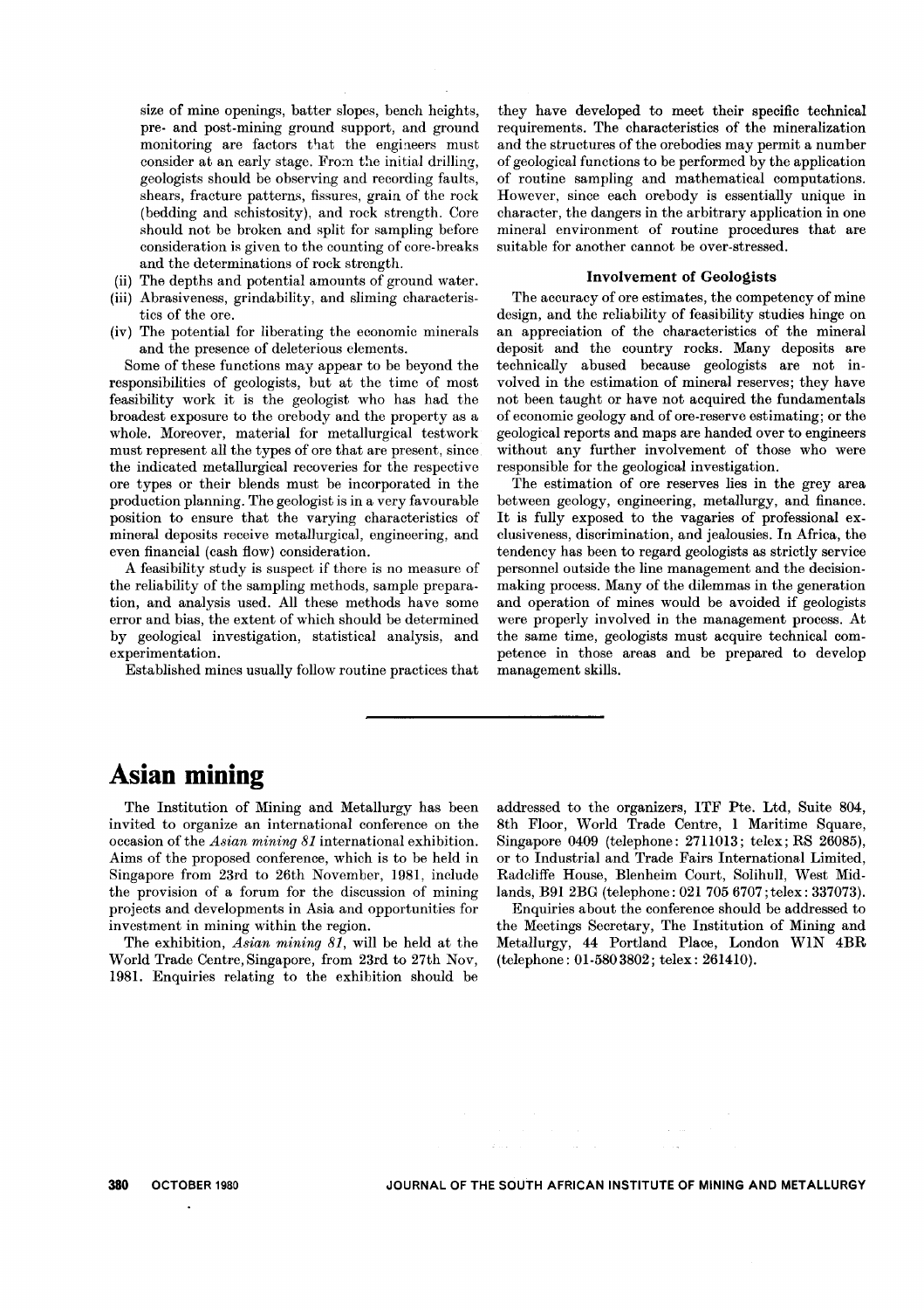size of mine openings, batter slopes, bench heights, pre- and post-mining ground support, and ground monitoring are factors that the engineers must consider at an early stage. From the initial drilling, geologists should be observing and recording faults, shears, fracture patterns, fissures, grain of the rock (bedding and schistosity), and rock strength. Core should not be broken and split for sampling before consideration is given to the counting of core-breaks and the determinations of rock strength.

(ii) The depths and potential amounts of ground water.

(iii) Abrasiveness, grindability, and sliming characteristics of the ore.

(iv) The potential for liberating the economic minerals and the presence of deleterious elements.

Some of these functions may appear to be beyond the responsibilities of geologists, but at the time of most feasibility work it is the geologist who has had the broadest exposure to the orebody and the property as a whole. Moreover, material for metallurgical testwork must represent all the types of ore that are present, since the indicated metallurgical recoveries for the respective ore types or their blends must be incorporated in the production planning. The geologist is in a very favourable position to ensure that the varying characteristics of mineral deposits receive metallurgical, engineering, and even financial (cash flow) consideration.

A feasibility study is suspect if there is no measure of the reliability of the sampling methods, sample preparation, and analysis used. All these methods have some error and bias, the extent of which should be determined by geological investigation, statistical analysis, and experimentation.

Established mines usually follow routine practices that they have developed to meet their specific technical requirements. The characteristics of the mineralization and the structures of the orebodies may permit a number of geological functions to be performed by the application of routine sampling and mathematical computations. However, since each orebody is essentially unique in character, the dangers in the arbitrary application in one mineral environment of routine procedures that are suitable for another cannot be over-stressed.

### Involvement of Geologists

The accuracy of ore estimates, the competency of mine design, and the reliability of feasibility studies hinge on an appreciation of the characteristics of the mineral deposit and the country rocks. Many deposits are technically abused because geologists are not involved in the estimation of mineral reserves; they have not been taught or have not acquired the fundamentals of economic geology and of ore-reserve estimating; or the geological reports and maps are handed over to engineers without any further involvement of those who were responsible for the geological investigation.

The estimation of ore reserves lies in the grey area between geology, engineering, metallurgy, and finance. It is fully exposed to the vagaries of professional exclusiveness, discrimination, and jealousies. In Africa, the tendency has been to regard geologists as strictly service personnel outside the line management and the decision-making process. Many of the dilemmas in the generation and operation of mines would be avoided if geologists were properly involved in the management process. At the same time, geologists must acquire technical competence in those areas and be prepared to develop management skills.

# Asian mining

The Institution of Mining and Metallurgy has been invited to organize an international conference on the occasion of the *Asian mining 81* international exhibition. Aims of the proposed conference, which is to be held in Singapore from 23rd to 26th November, 1981, include the provision of a forum for the discussion of mining projects and developments in Asia and opportunities for investment in mining within the region.

The exhibition, *Asian mining 81*, will be held at the World Trade Centre, Singapore, from 23rd to 27th Nov, 1981. Enquiries relating to the exhibition should be addressed to the organizers, ITF Pte. Ltd, Suite 804, 8th Floor, World Trade Centre, 1 Maritime Square, Singapore 0409 (telephone: 2711013; telex: RS 26085), or to Industrial and Trade Fairs International Limited, Radcliffe House, Blenheim Court, Solihull, West Midlands, B91 2BG (telephone: 021 705 6707; telex: 337073).

Enquiries about the conference should be addressed to the Meetings Secretary, The Institution of Mining and Metallurgy, 44 Portland Place, London W1N 4BR (telephone: 01-580 3802; telex: 261410).